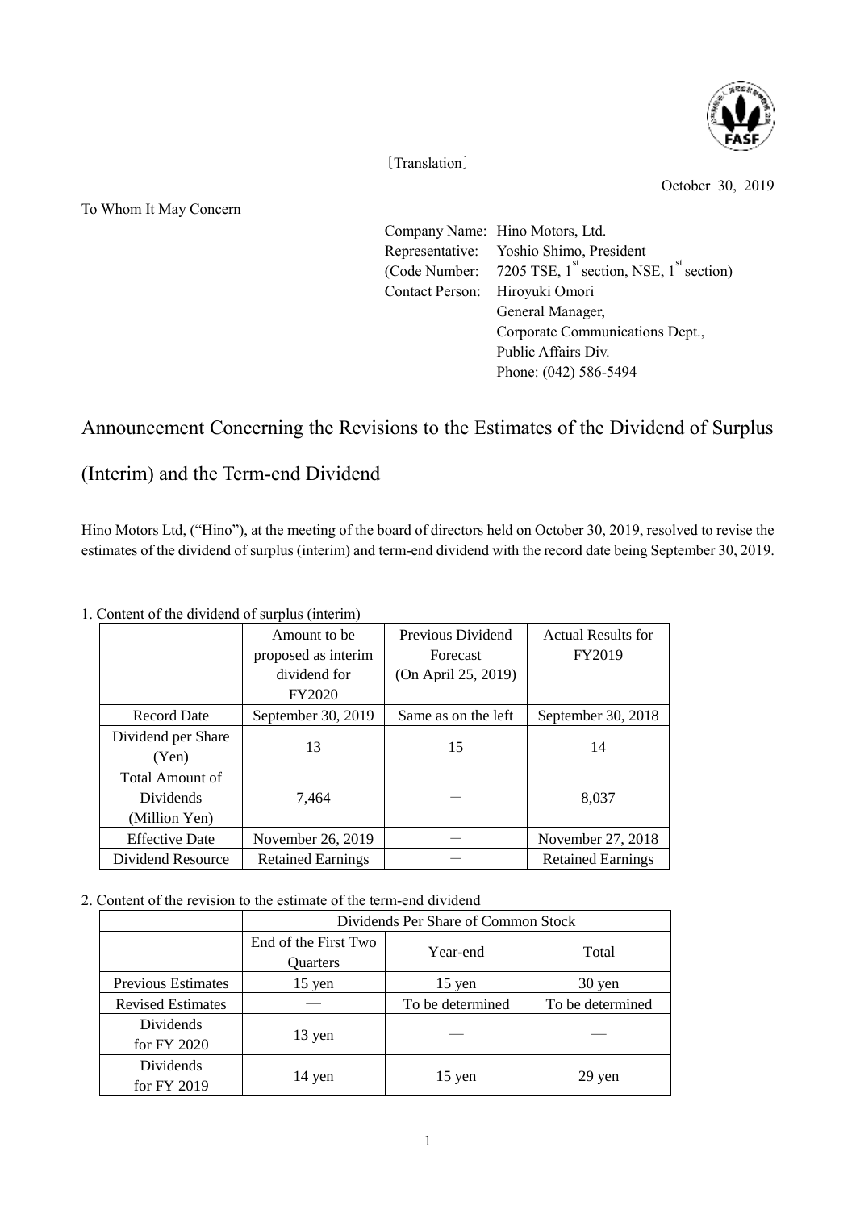〔Translation〕

October 30, 2019

To Whom It May Concern

Company Name: Hino Motors, Ltd.
Representative: Yoshio Shimo, President
(Code Number: 7205 TSE, 1st section, NSE, 1st section)
Contact Person: Hiroyuki Omori
General Manager,
Corporate Communications Dept.,
Public Affairs Div.
Phone: (042) 586-5494

# Announcement Concerning the Revisions to the Estimates of the Dividend of Surplus (Interim) and the Term-end Dividend

Hino Motors Ltd, ("Hino"), at the meeting of the board of directors held on October 30, 2019, resolved to revise the estimates of the dividend of surplus (interim) and term-end dividend with the record date being September 30, 2019.

1. Content of the dividend of surplus (interim)

| | Amount to be proposed as interim dividend for FY2020 | Previous Dividend Forecast (On April 25, 2019) | Actual Results for FY2019 |
|---|---|---|---|
| Record Date | September 30, 2019 | Same as on the left | September 30, 2018 |
| Dividend per Share (Yen) | 13 | 15 | 14 |
| Total Amount of Dividends (Million Yen) | 7,464 | － | 8,037 |
| Effective Date | November 26, 2019 | － | November 27, 2018 |
| Dividend Resource | Retained Earnings | － | Retained Earnings |

2. Content of the revision to the estimate of the term-end dividend

| | Dividends Per Share of Common Stock | | |
|---|---|---|---|
| | End of the First Two Quarters | Year-end | Total |
| Previous Estimates | 15 yen | 15 yen | 30 yen |
| Revised Estimates | — | To be determined | To be determined |
| Dividends for FY 2020 | 13 yen | — | — |
| Dividends for FY 2019 | 14 yen | 15 yen | 29 yen |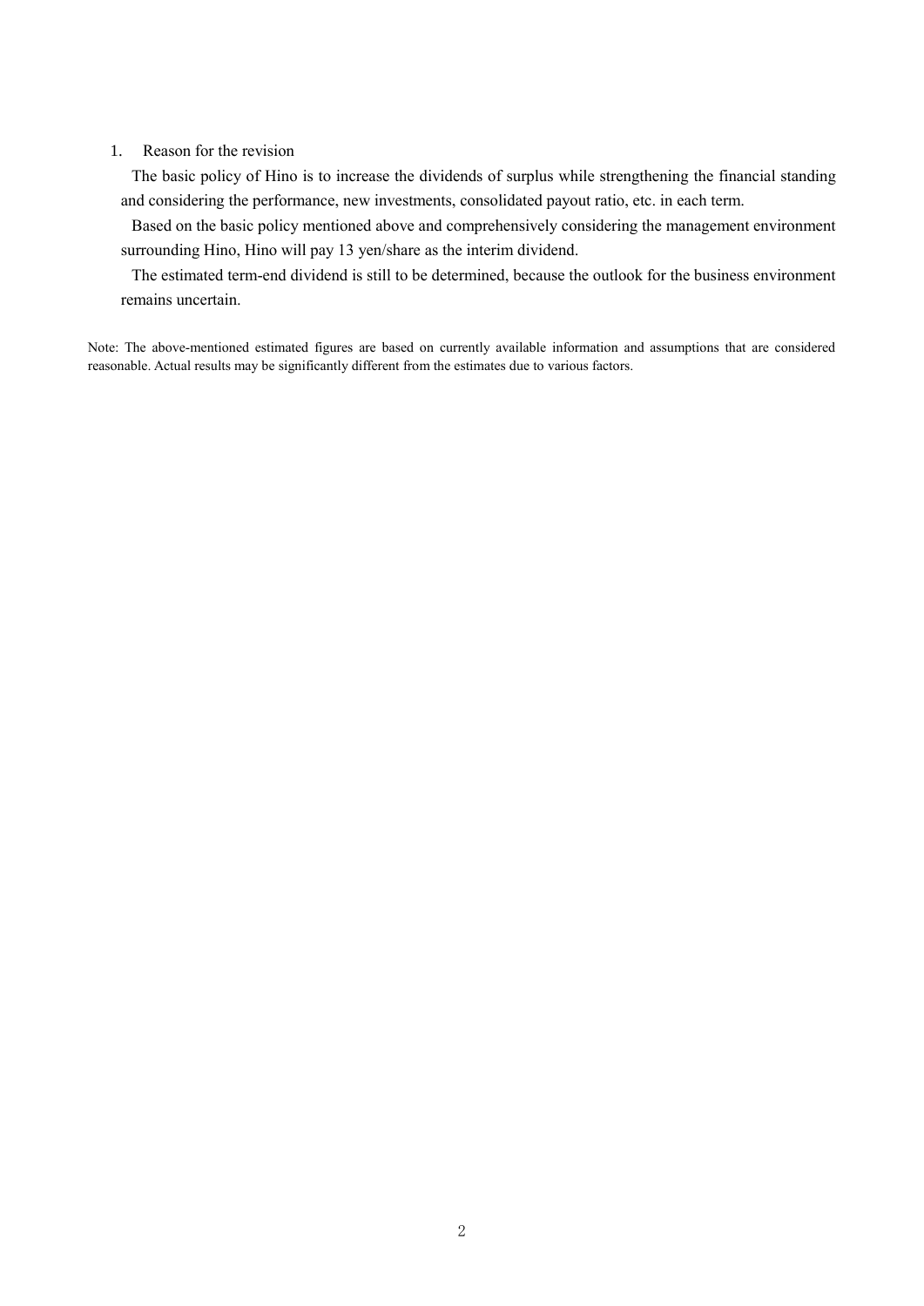1. Reason for the revision

The basic policy of Hino is to increase the dividends of surplus while strengthening the financial standing and considering the performance, new investments, consolidated payout ratio, etc. in each term.

Based on the basic policy mentioned above and comprehensively considering the management environment surrounding Hino, Hino will pay 13 yen/share as the interim dividend.

The estimated term-end dividend is still to be determined, because the outlook for the business environment remains uncertain.

Note: The above-mentioned estimated figures are based on currently available information and assumptions that are considered reasonable. Actual results may be significantly different from the estimates due to various factors.